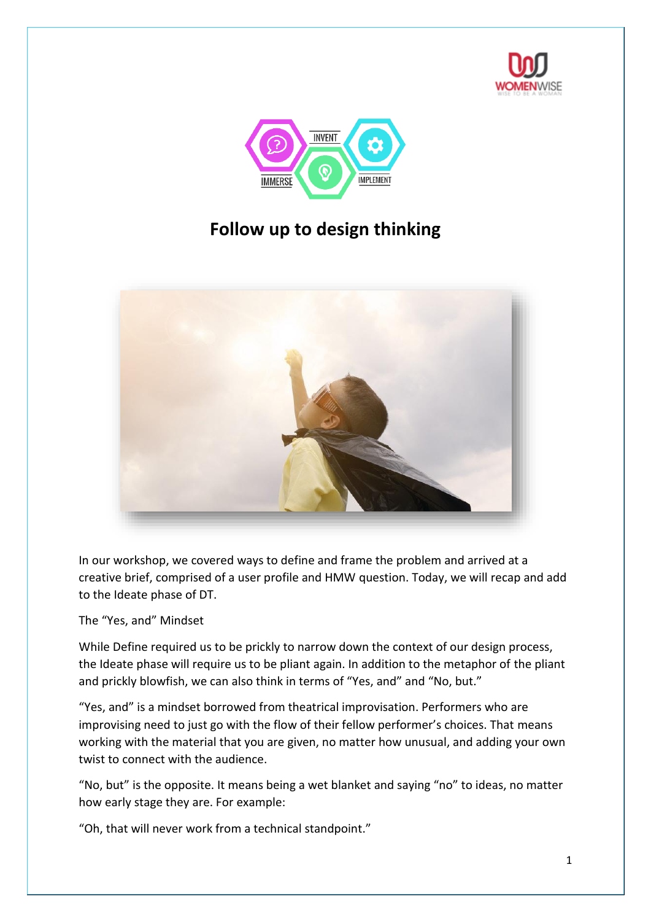# Follow up to design thinking

In our workshop, we covered ways to define and frame the problem and arrived at a creative brief, comprised of a user profile and HMW question. Today, we will recap and add to the Ideate phase of DT.

The "Yes, and" Mindset

While Define required us to be prickly to narrow down the context of our design process, the Ideate phase will require us to be pliant again. In addition to the metaphor of the pliant and prickly blowfish, we can also think in terms of "Yes, and" and "No, but."

"Yes, and" is a mindset borrowed from theatrical improvisation. Performers who are improvising need to just go with the flow of their fellow performer's choices. That means working with the material that you are given, no matter how unusual, and adding your own twist to connect with the audience.

"No, but" is the opposite. It means being a wet blanket and saying "no" to ideas, no matter how early stage they are. For example:

"Oh, that will never work from a technical standpoint."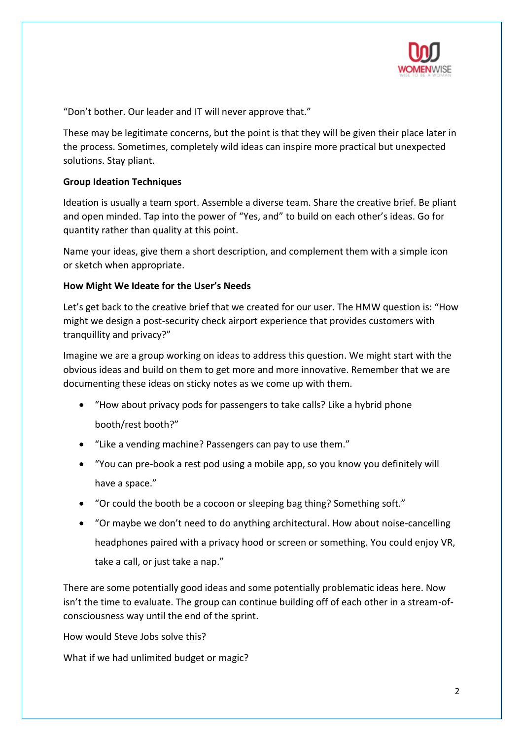"Don't bother. Our leader and IT will never approve that."

These may be legitimate concerns, but the point is that they will be given their place later in the process. Sometimes, completely wild ideas can inspire more practical but unexpected solutions. Stay pliant.

**Group Ideation Techniques**

Ideation is usually a team sport. Assemble a diverse team. Share the creative brief. Be pliant and open minded. Tap into the power of "Yes, and" to build on each other's ideas. Go for quantity rather than quality at this point.

Name your ideas, give them a short description, and complement them with a simple icon or sketch when appropriate.

**How Might We Ideate for the User's Needs**

Let's get back to the creative brief that we created for our user. The HMW question is: "How might we design a post-security check airport experience that provides customers with tranquillity and privacy?"

Imagine we are a group working on ideas to address this question. We might start with the obvious ideas and build on them to get more and more innovative. Remember that we are documenting these ideas on sticky notes as we come up with them.

- "How about privacy pods for passengers to take calls? Like a hybrid phone booth/rest booth?"
- "Like a vending machine? Passengers can pay to use them."
- "You can pre-book a rest pod using a mobile app, so you know you definitely will have a space."
- "Or could the booth be a cocoon or sleeping bag thing? Something soft."
- "Or maybe we don't need to do anything architectural. How about noise-cancelling headphones paired with a privacy hood or screen or something. You could enjoy VR, take a call, or just take a nap."

There are some potentially good ideas and some potentially problematic ideas here. Now isn't the time to evaluate. The group can continue building off of each other in a stream-of-consciousness way until the end of the sprint.

How would Steve Jobs solve this?

What if we had unlimited budget or magic?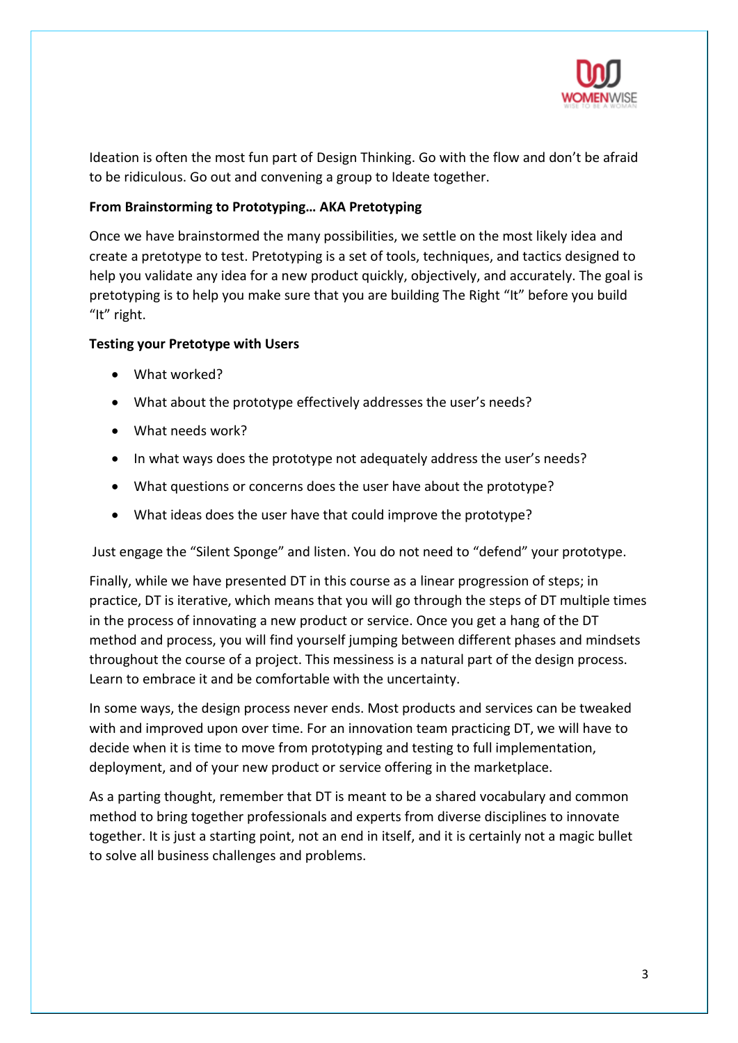Ideation is often the most fun part of Design Thinking. Go with the flow and don't be afraid to be ridiculous. Go out and convening a group to Ideate together.

**From Brainstorming to Prototyping… AKA Pretotyping**

Once we have brainstormed the many possibilities, we settle on the most likely idea and create a pretotype to test. Pretotyping is a set of tools, techniques, and tactics designed to help you validate any idea for a new product quickly, objectively, and accurately. The goal is pretotyping is to help you make sure that you are building The Right "It" before you build "It" right.

**Testing your Pretotype with Users**

- What worked?
- What about the prototype effectively addresses the user's needs?
- What needs work?
- In what ways does the prototype not adequately address the user's needs?
- What questions or concerns does the user have about the prototype?
- What ideas does the user have that could improve the prototype?

Just engage the "Silent Sponge" and listen. You do not need to "defend" your prototype.

Finally, while we have presented DT in this course as a linear progression of steps; in practice, DT is iterative, which means that you will go through the steps of DT multiple times in the process of innovating a new product or service. Once you get a hang of the DT method and process, you will find yourself jumping between different phases and mindsets throughout the course of a project. This messiness is a natural part of the design process. Learn to embrace it and be comfortable with the uncertainty.

In some ways, the design process never ends. Most products and services can be tweaked with and improved upon over time. For an innovation team practicing DT, we will have to decide when it is time to move from prototyping and testing to full implementation, deployment, and of your new product or service offering in the marketplace.

As a parting thought, remember that DT is meant to be a shared vocabulary and common method to bring together professionals and experts from diverse disciplines to innovate together. It is just a starting point, not an end in itself, and it is certainly not a magic bullet to solve all business challenges and problems.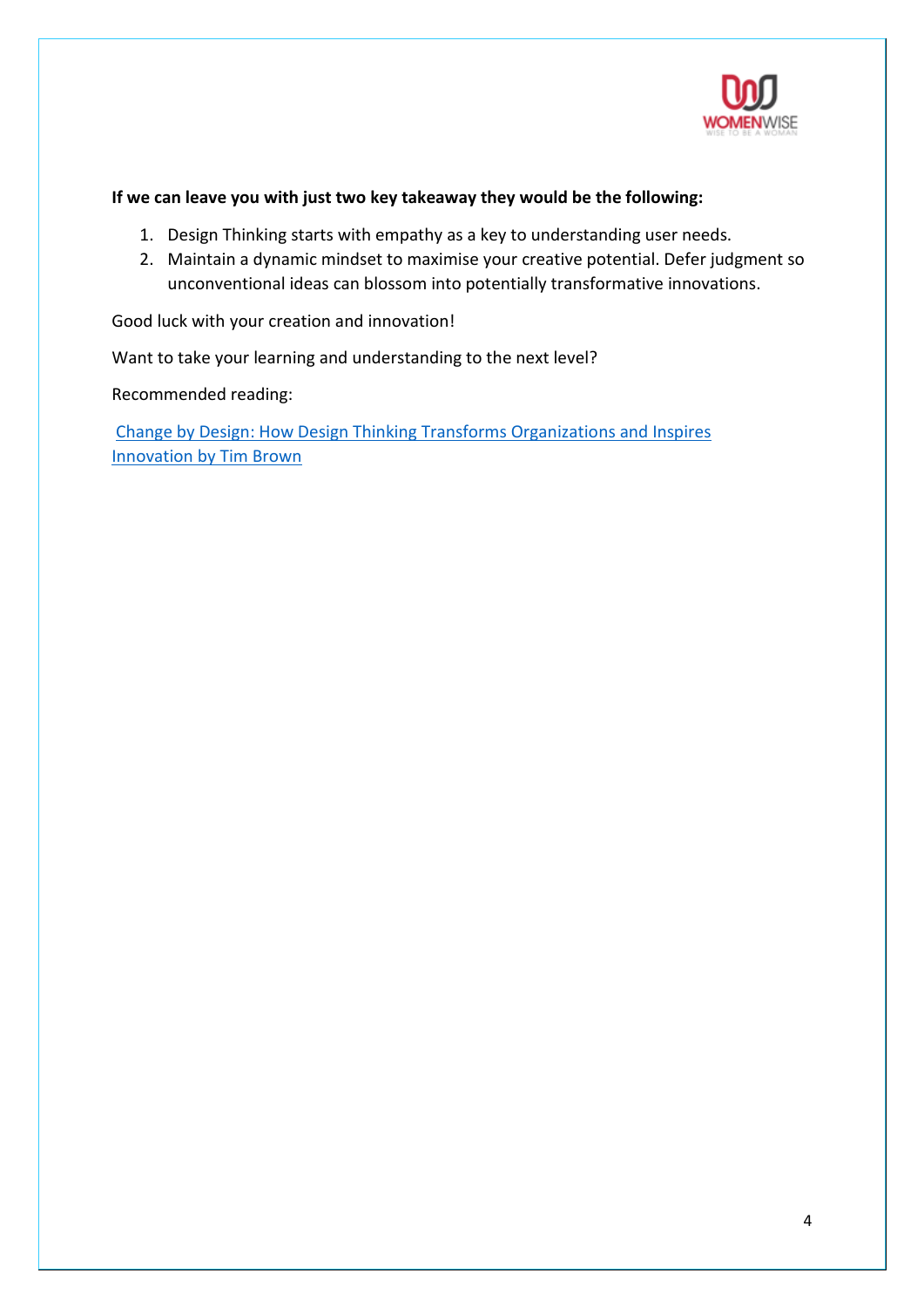**If we can leave you with just two key takeaway they would be the following:**

1. Design Thinking starts with empathy as a key to understanding user needs.
2. Maintain a dynamic mindset to maximise your creative potential. Defer judgment so unconventional ideas can blossom into potentially transformative innovations.

Good luck with your creation and innovation!

Want to take your learning and understanding to the next level?

Recommended reading:

Change by Design: How Design Thinking Transforms Organizations and Inspires Innovation by Tim Brown